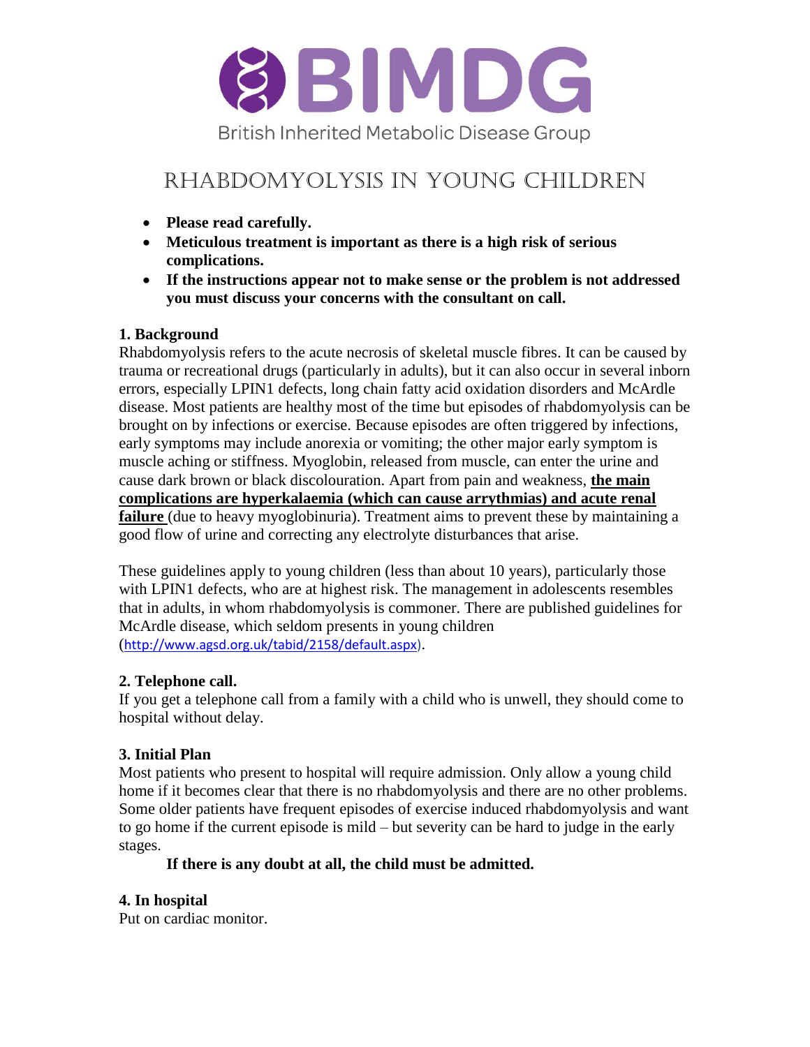BIMDG

British Inherited Metabolic Disease Group

# RHABDOMYOLYSIS IN YOUNG CHILDREN

- **Please read carefully.**
- **Meticulous treatment is important as there is a high risk of serious complications.**
- **If the instructions appear not to make sense or the problem is not addressed you must discuss your concerns with the consultant on call.**

## 1. Background

Rhabdomyolysis refers to the acute necrosis of skeletal muscle fibres. It can be caused by trauma or recreational drugs (particularly in adults), but it can also occur in several inborn errors, especially LPIN1 defects, long chain fatty acid oxidation disorders and McArdle disease. Most patients are healthy most of the time but episodes of rhabdomyolysis can be brought on by infections or exercise. Because episodes are often triggered by infections, early symptoms may include anorexia or vomiting; the other major early symptom is muscle aching or stiffness. Myoglobin, released from muscle, can enter the urine and cause dark brown or black discolouration. Apart from pain and weakness, **the main complications are hyperkalaemia (which can cause arrythmias) and acute renal failure** (due to heavy myoglobinuria). Treatment aims to prevent these by maintaining a good flow of urine and correcting any electrolyte disturbances that arise.

These guidelines apply to young children (less than about 10 years), particularly those with LPIN1 defects, who are at highest risk. The management in adolescents resembles that in adults, in whom rhabdomyolysis is commoner. There are published guidelines for McArdle disease, which seldom presents in young children (http://www.agsd.org.uk/tabid/2158/default.aspx).

## 2. Telephone call.

If you get a telephone call from a family with a child who is unwell, they should come to hospital without delay.

## 3. Initial Plan

Most patients who present to hospital will require admission. Only allow a young child home if it becomes clear that there is no rhabdomyolysis and there are no other problems. Some older patients have frequent episodes of exercise induced rhabdomyolysis and want to go home if the current episode is mild – but severity can be hard to judge in the early stages.

**If there is any doubt at all, the child must be admitted.**

## 4. In hospital

Put on cardiac monitor.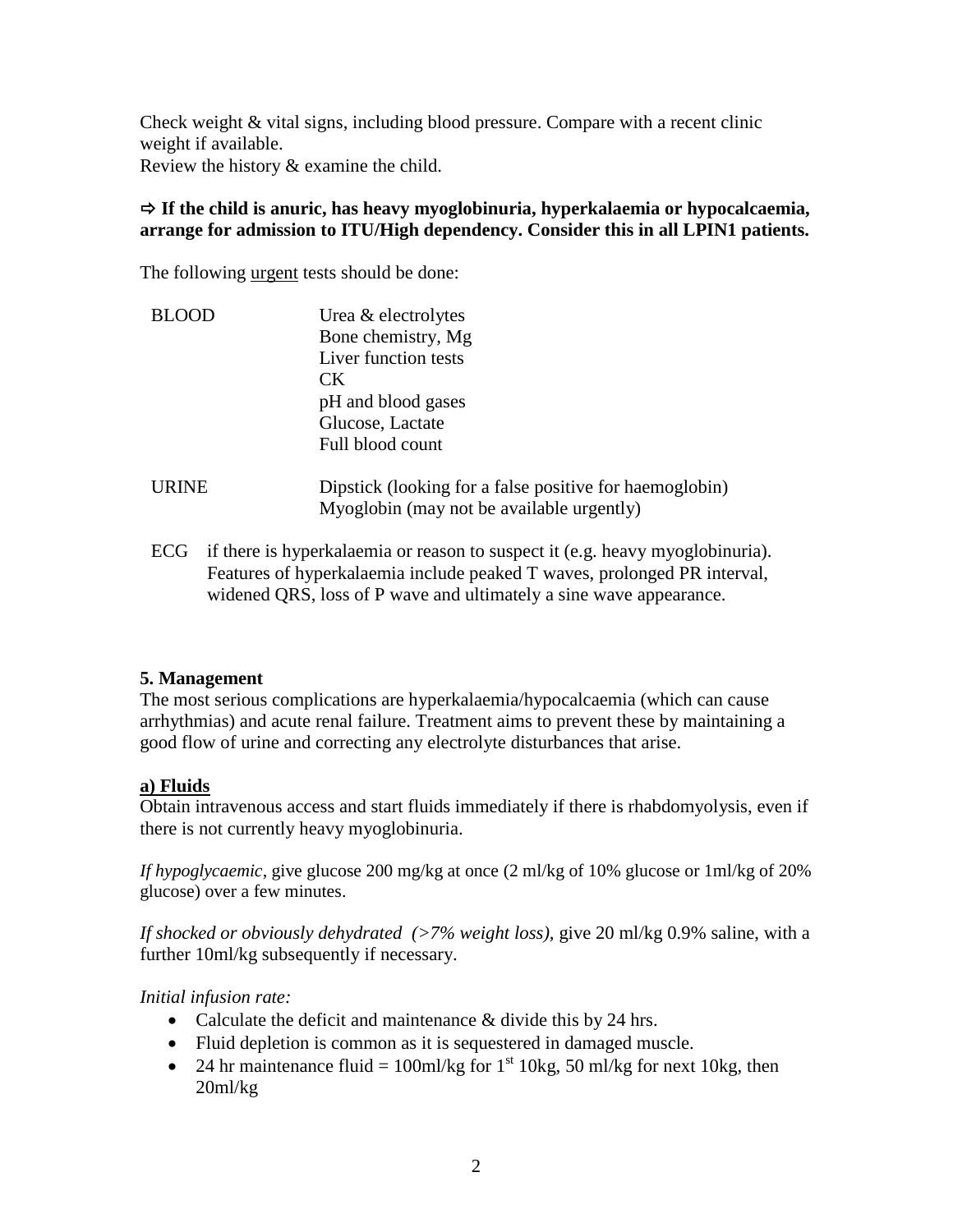Check weight & vital signs, including blood pressure. Compare with a recent clinic weight if available.
Review the history & examine the child.

**⇨ If the child is anuric, has heavy myoglobinuria, hyperkalaemia or hypocalcaemia, arrange for admission to ITU/High dependency. Consider this in all LPIN1 patients.**

The following <u>urgent</u> tests should be done:

| | |
|---|---|
| BLOOD | Urea & electrolytes<br>Bone chemistry, Mg<br>Liver function tests<br>CK<br>pH and blood gases<br>Glucose, Lactate<br>Full blood count |
| URINE | Dipstick (looking for a false positive for haemoglobin)<br>Myoglobin (may not be available urgently) |

ECG if there is hyperkalaemia or reason to suspect it (e.g. heavy myoglobinuria). Features of hyperkalaemia include peaked T waves, prolonged PR interval, widened QRS, loss of P wave and ultimately a sine wave appearance.

### 5. Management

The most serious complications are hyperkalaemia/hypocalcaemia (which can cause arrhythmias) and acute renal failure. Treatment aims to prevent these by maintaining a good flow of urine and correcting any electrolyte disturbances that arise.

#### <u>a) Fluids</u>

Obtain intravenous access and start fluids immediately if there is rhabdomyolysis, even if there is not currently heavy myoglobinuria.

*If hypoglycaemic*, give glucose 200 mg/kg at once (2 ml/kg of 10% glucose or 1ml/kg of 20% glucose) over a few minutes.

*If shocked or obviously dehydrated (>7% weight loss),* give 20 ml/kg 0.9% saline, with a further 10ml/kg subsequently if necessary.

*Initial infusion rate:*

- Calculate the deficit and maintenance & divide this by 24 hrs.
- Fluid depletion is common as it is sequestered in damaged muscle.
- 24 hr maintenance fluid = 100ml/kg for 1st 10kg, 50 ml/kg for next 10kg, then 20ml/kg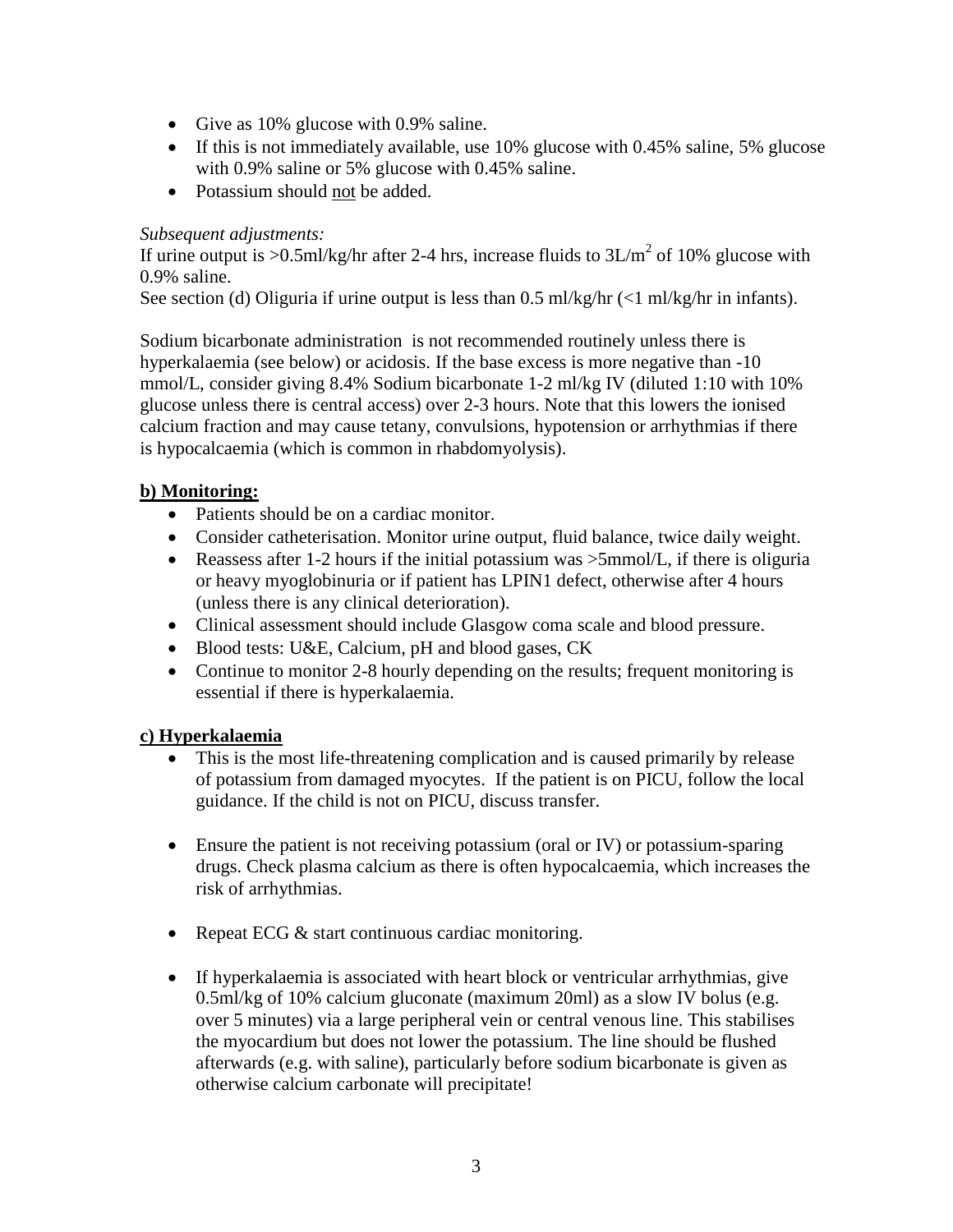- Give as 10% glucose with 0.9% saline.
- If this is not immediately available, use 10% glucose with 0.45% saline, 5% glucose with 0.9% saline or 5% glucose with 0.45% saline.
- Potassium should <u>not</u> be added.

*Subsequent adjustments:*
If urine output is >0.5ml/kg/hr after 2-4 hrs, increase fluids to $3L/m^2$ of 10% glucose with 0.9% saline.
See section (d) Oliguria if urine output is less than 0.5 ml/kg/hr (<1 ml/kg/hr in infants).

Sodium bicarbonate administration is not recommended routinely unless there is hyperkalaemia (see below) or acidosis. If the base excess is more negative than -10 mmol/L, consider giving 8.4% Sodium bicarbonate 1-2 ml/kg IV (diluted 1:10 with 10% glucose unless there is central access) over 2-3 hours. Note that this lowers the ionised calcium fraction and may cause tetany, convulsions, hypotension or arrhythmias if there is hypocalcaemia (which is common in rhabdomyolysis).

**<u>b) Monitoring:</u>**

- Patients should be on a cardiac monitor.
- Consider catheterisation. Monitor urine output, fluid balance, twice daily weight.
- Reassess after 1-2 hours if the initial potassium was >5mmol/L, if there is oliguria or heavy myoglobinuria or if patient has LPIN1 defect, otherwise after 4 hours (unless there is any clinical deterioration).
- Clinical assessment should include Glasgow coma scale and blood pressure.
- Blood tests: U&E, Calcium, pH and blood gases, CK
- Continue to monitor 2-8 hourly depending on the results; frequent monitoring is essential if there is hyperkalaemia.

**<u>c) Hyperkalaemia</u>**

- This is the most life-threatening complication and is caused primarily by release of potassium from damaged myocytes. If the patient is on PICU, follow the local guidance. If the child is not on PICU, discuss transfer.

- Ensure the patient is not receiving potassium (oral or IV) or potassium-sparing drugs. Check plasma calcium as there is often hypocalcaemia, which increases the risk of arrhythmias.

- Repeat ECG & start continuous cardiac monitoring.

- If hyperkalaemia is associated with heart block or ventricular arrhythmias, give 0.5ml/kg of 10% calcium gluconate (maximum 20ml) as a slow IV bolus (e.g. over 5 minutes) via a large peripheral vein or central venous line. This stabilises the myocardium but does not lower the potassium. The line should be flushed afterwards (e.g. with saline), particularly before sodium bicarbonate is given as otherwise calcium carbonate will precipitate!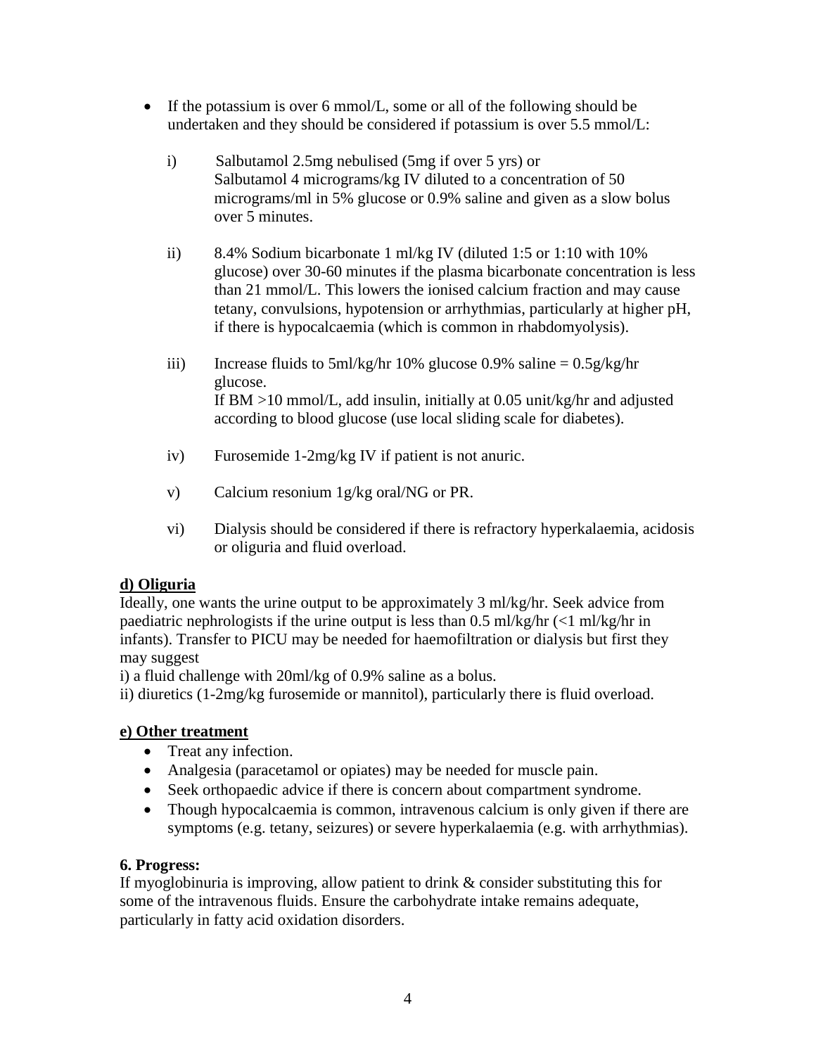- If the potassium is over 6 mmol/L, some or all of the following should be undertaken and they should be considered if potassium is over 5.5 mmol/L:

  i) Salbutamol 2.5mg nebulised (5mg if over 5 yrs) or Salbutamol 4 micrograms/kg IV diluted to a concentration of 50 micrograms/ml in 5% glucose or 0.9% saline and given as a slow bolus over 5 minutes.

  ii) 8.4% Sodium bicarbonate 1 ml/kg IV (diluted 1:5 or 1:10 with 10% glucose) over 30-60 minutes if the plasma bicarbonate concentration is less than 21 mmol/L. This lowers the ionised calcium fraction and may cause tetany, convulsions, hypotension or arrhythmias, particularly at higher pH, if there is hypocalcaemia (which is common in rhabdomyolysis).

  iii) Increase fluids to 5ml/kg/hr 10% glucose 0.9% saline = 0.5g/kg/hr glucose.
  If BM >10 mmol/L, add insulin, initially at 0.05 unit/kg/hr and adjusted according to blood glucose (use local sliding scale for diabetes).

  iv) Furosemide 1-2mg/kg IV if patient is not anuric.

  v) Calcium resonium 1g/kg oral/NG or PR.

  vi) Dialysis should be considered if there is refractory hyperkalaemia, acidosis or oliguria and fluid overload.

**d) Oliguria**

Ideally, one wants the urine output to be approximately 3 ml/kg/hr. Seek advice from paediatric nephrologists if the urine output is less than 0.5 ml/kg/hr (<1 ml/kg/hr in infants). Transfer to PICU may be needed for haemofiltration or dialysis but first they may suggest

i) a fluid challenge with 20ml/kg of 0.9% saline as a bolus.

ii) diuretics (1-2mg/kg furosemide or mannitol), particularly there is fluid overload.

**e) Other treatment**

- Treat any infection.
- Analgesia (paracetamol or opiates) may be needed for muscle pain.
- Seek orthopaedic advice if there is concern about compartment syndrome.
- Though hypocalcaemia is common, intravenous calcium is only given if there are symptoms (e.g. tetany, seizures) or severe hyperkalaemia (e.g. with arrhythmias).

**6. Progress:**

If myoglobinuria is improving, allow patient to drink & consider substituting this for some of the intravenous fluids. Ensure the carbohydrate intake remains adequate, particularly in fatty acid oxidation disorders.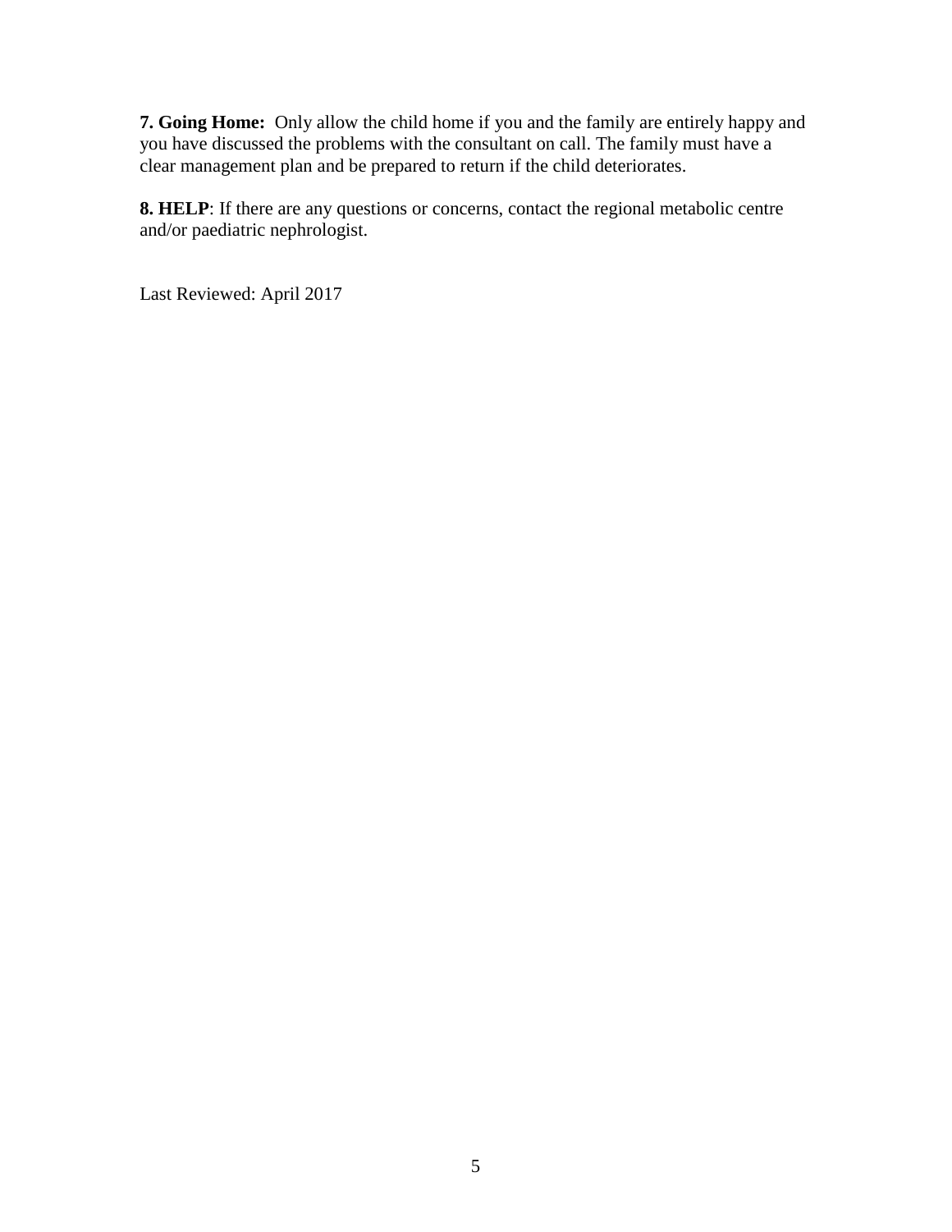**7. Going Home:** Only allow the child home if you and the family are entirely happy and you have discussed the problems with the consultant on call. The family must have a clear management plan and be prepared to return if the child deteriorates.

**8. HELP**: If there are any questions or concerns, contact the regional metabolic centre and/or paediatric nephrologist.

Last Reviewed: April 2017